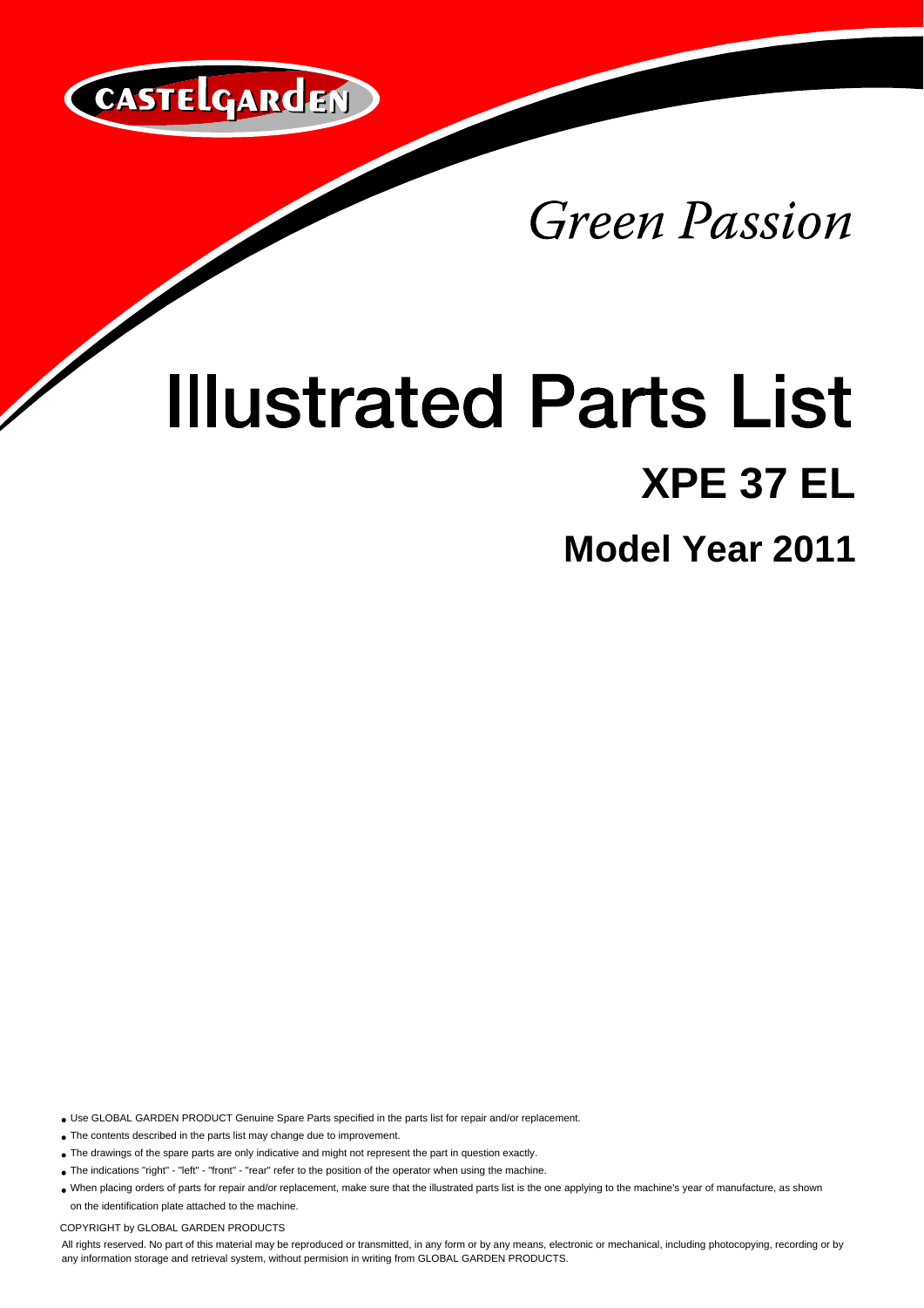CASTELGARDEN

*Green Passion*

# Illustrated Parts List

## XPE 37 EL

## Model Year 2011

- Use GLOBAL GARDEN PRODUCT Genuine Spare Parts specified in the parts list for repair and/or replacement.
- The contents described in the parts list may change due to improvement.
- The drawings of the spare parts are only indicative and might not represent the part in question exactly.
- The indications "right" - "left" - "front" - "rear" refer to the position of the operator when using the machine.
- When placing orders of parts for repair and/or replacement, make sure that the illustrated parts list is the one applying to the machine's year of manufacture, as shown on the identification plate attached to the machine.

COPYRIGHT by GLOBAL GARDEN PRODUCTS

All rights reserved. No part of this material may be reproduced or transmitted, in any form or by any means, electronic or mechanical, including photocopying, recording or by any information storage and retrieval system, without permision in writing from GLOBAL GARDEN PRODUCTS.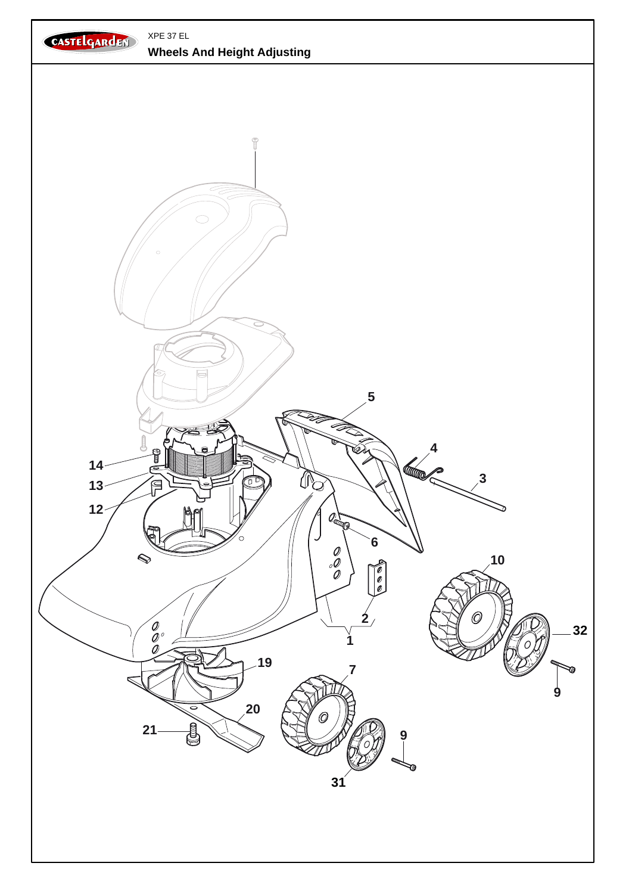XPE 37 EL

## Wheels And Height Adjusting

5
4
3
14
13
12
6
10
2
32
1
19
7
9
20
21
9
31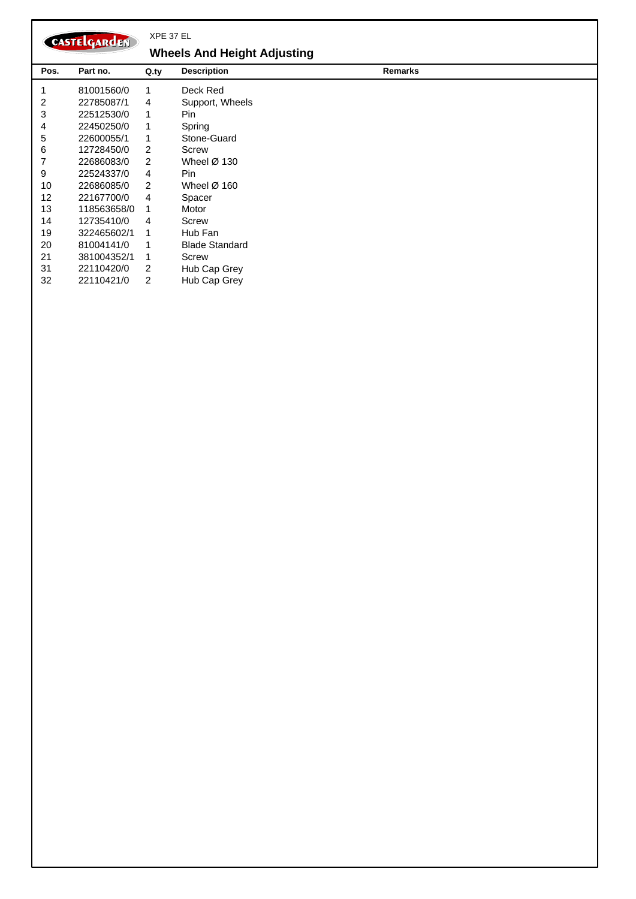XPE 37 EL

## Wheels And Height Adjusting

| Pos. | Part no. | Q.ty | Description | Remarks |
|---|---|---|---|---|
| 1 | 81001560/0 | 1 | Deck Red | |
| 2 | 22785087/1 | 4 | Support, Wheels | |
| 3 | 22512530/0 | 1 | Pin | |
| 4 | 22450250/0 | 1 | Spring | |
| 5 | 22600055/1 | 1 | Stone-Guard | |
| 6 | 12728450/0 | 2 | Screw | |
| 7 | 22686083/0 | 2 | Wheel Ø 130 | |
| 9 | 22524337/0 | 4 | Pin | |
| 10 | 22686085/0 | 2 | Wheel Ø 160 | |
| 12 | 22167700/0 | 4 | Spacer | |
| 13 | 118563658/0 | 1 | Motor | |
| 14 | 12735410/0 | 4 | Screw | |
| 19 | 322465602/1 | 1 | Hub Fan | |
| 20 | 81004141/0 | 1 | Blade Standard | |
| 21 | 381004352/1 | 1 | Screw | |
| 31 | 22110420/0 | 2 | Hub Cap Grey | |
| 32 | 22110421/0 | 2 | Hub Cap Grey | |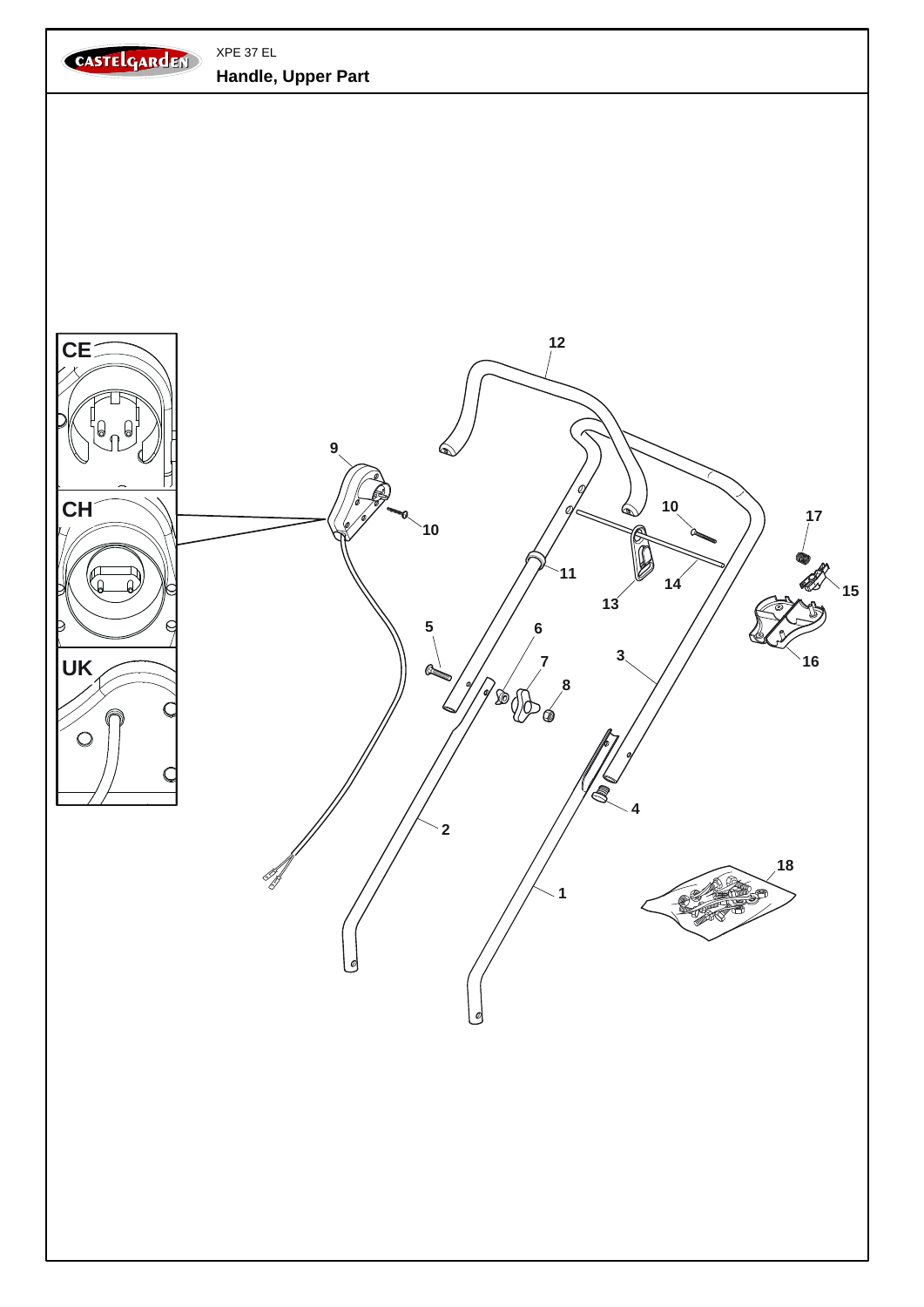XPE 37 EL

## Handle, Upper Part

CE

CH

UK

12

9

10

10

17

11

14

15

13

5

6

3

16

7

8

4

2

18

1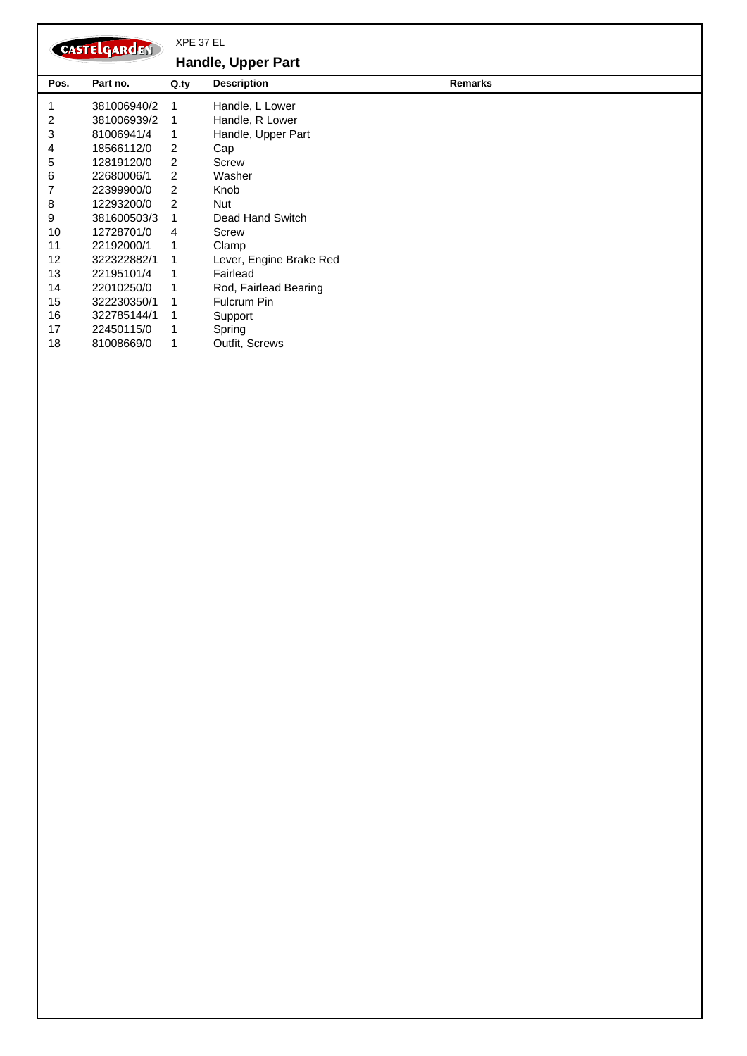CASTELGARDEN

XPE 37 EL

## Handle, Upper Part

| Pos. | Part no. | Q.ty | Description | Remarks |
|---|---|---|---|---|
| 1 | 381006940/2 | 1 | Handle, L Lower | |
| 2 | 381006939/2 | 1 | Handle, R Lower | |
| 3 | 81006941/4 | 1 | Handle, Upper Part | |
| 4 | 18566112/0 | 2 | Cap | |
| 5 | 12819120/0 | 2 | Screw | |
| 6 | 22680006/1 | 2 | Washer | |
| 7 | 22399900/0 | 2 | Knob | |
| 8 | 12293200/0 | 2 | Nut | |
| 9 | 381600503/3 | 1 | Dead Hand Switch | |
| 10 | 12728701/0 | 4 | Screw | |
| 11 | 22192000/1 | 1 | Clamp | |
| 12 | 322322882/1 | 1 | Lever, Engine Brake Red | |
| 13 | 22195101/4 | 1 | Fairlead | |
| 14 | 22010250/0 | 1 | Rod, Fairlead Bearing | |
| 15 | 322230350/1 | 1 | Fulcrum Pin | |
| 16 | 322785144/1 | 1 | Support | |
| 17 | 22450115/0 | 1 | Spring | |
| 18 | 81008669/0 | 1 | Outfit, Screws | |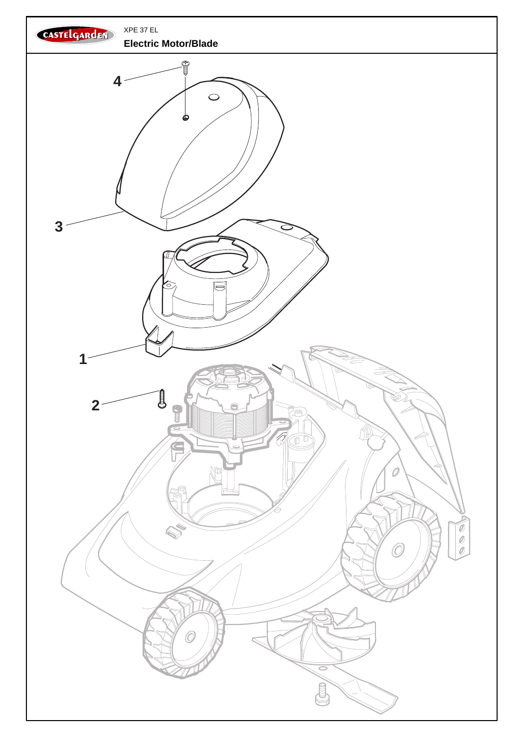XPE 37 EL

## Electric Motor/Blade

4

3

1

2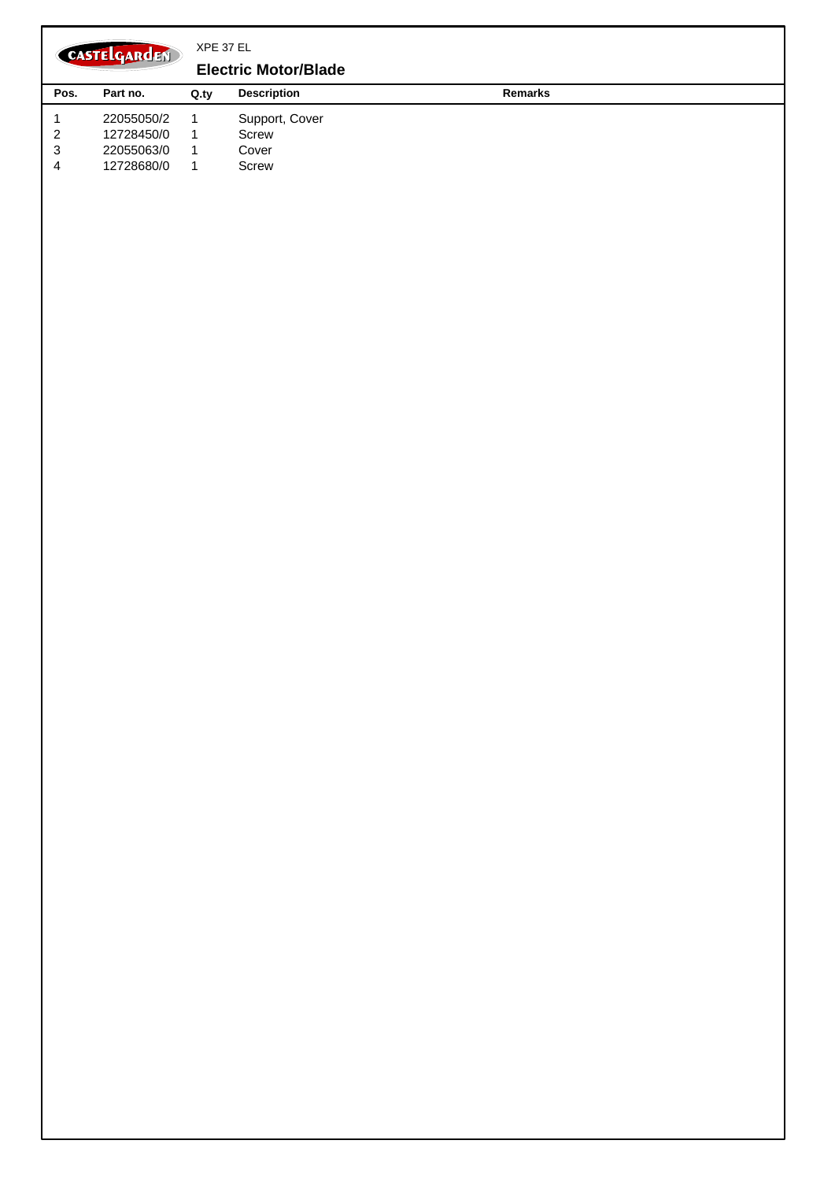XPE 37 EL

## Electric Motor/Blade

| Pos. | Part no. | Q.ty | Description | Remarks |
|---|---|---|---|---|
| 1 | 22055050/2 | 1 | Support, Cover | |
| 2 | 12728450/0 | 1 | Screw | |
| 3 | 22055063/0 | 1 | Cover | |
| 4 | 12728680/0 | 1 | Screw | |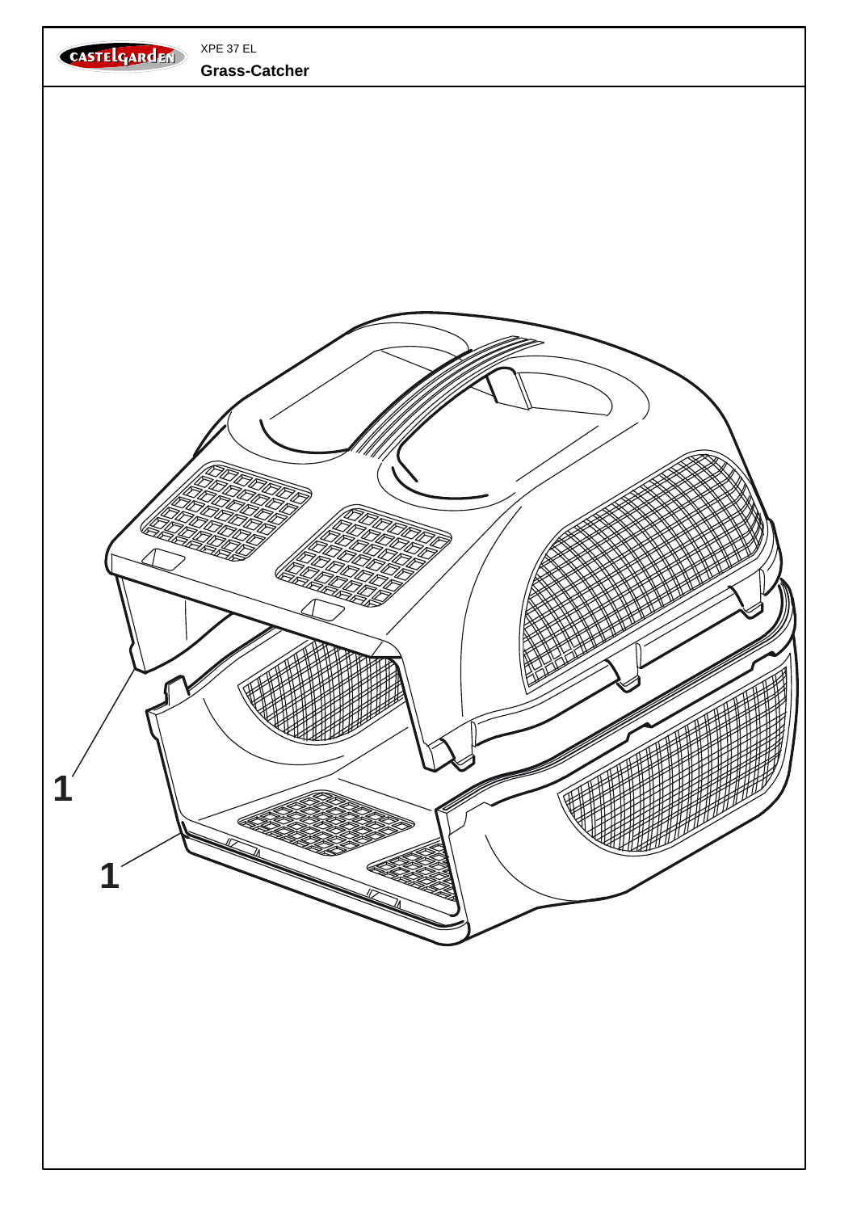XPE 37 EL

**Grass-Catcher**

1

1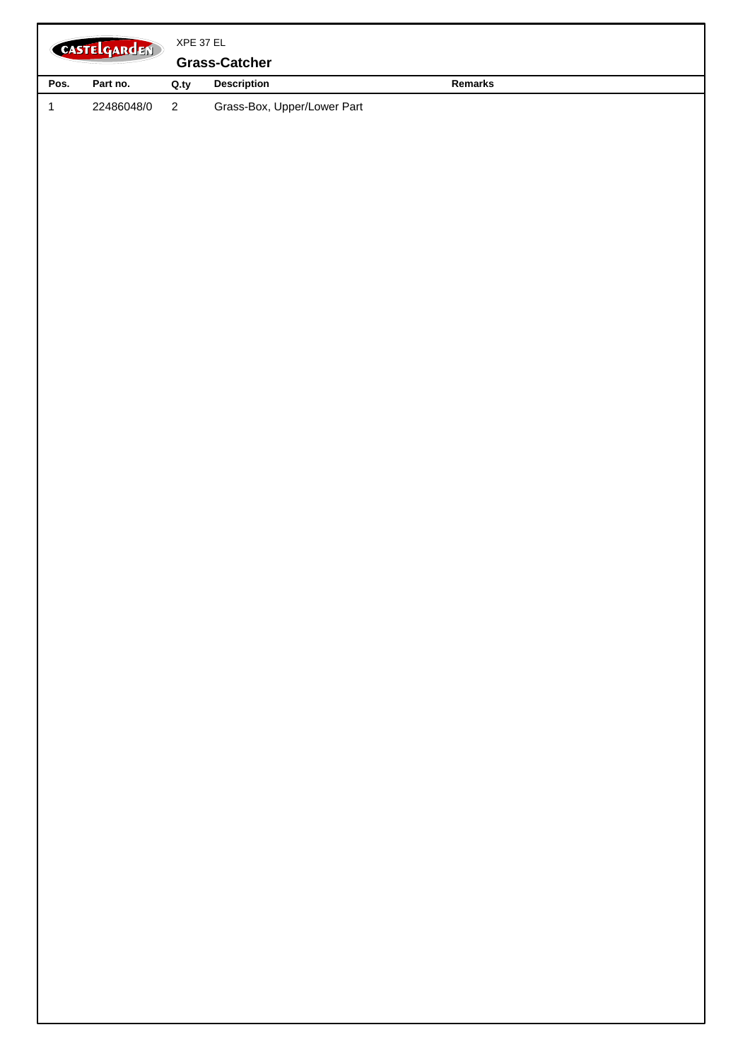XPE 37 EL

## Grass-Catcher

| Pos. | Part no. | Q.ty | Description | Remarks |
|---|---|---|---|---|
| 1 | 22486048/0 | 2 | Grass-Box, Upper/Lower Part | |